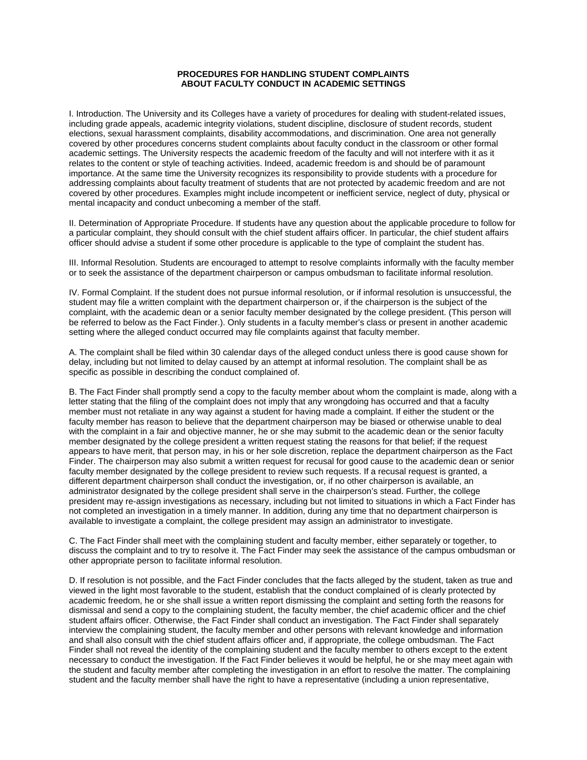# PROCEDURES FOR HANDLING STUDENT COMPLAINTS ABOUT FACULTY CONDUCT IN ACADEMIC SETTINGS

I. Introduction. The University and its Colleges have a variety of procedures for dealing with student-related issues, including grade appeals, academic integrity violations, student discipline, disclosure of student records, student elections, sexual harassment complaints, disability accommodations, and discrimination. One area not generally covered by other procedures concerns student complaints about faculty conduct in the classroom or other formal academic settings. The University respects the academic freedom of the faculty and will not interfere with it as it relates to the content or style of teaching activities. Indeed, academic freedom is and should be of paramount importance. At the same time the University recognizes its responsibility to provide students with a procedure for addressing complaints about faculty treatment of students that are not protected by academic freedom and are not covered by other procedures. Examples might include incompetent or inefficient service, neglect of duty, physical or mental incapacity and conduct unbecoming a member of the staff.

II. Determination of Appropriate Procedure. If students have any question about the applicable procedure to follow for a particular complaint, they should consult with the chief student affairs officer. In particular, the chief student affairs officer should advise a student if some other procedure is applicable to the type of complaint the student has.

III. Informal Resolution. Students are encouraged to attempt to resolve complaints informally with the faculty member or to seek the assistance of the department chairperson or campus ombudsman to facilitate informal resolution.

IV. Formal Complaint. If the student does not pursue informal resolution, or if informal resolution is unsuccessful, the student may file a written complaint with the department chairperson or, if the chairperson is the subject of the complaint, with the academic dean or a senior faculty member designated by the college president. (This person will be referred to below as the Fact Finder.). Only students in a faculty member's class or present in another academic setting where the alleged conduct occurred may file complaints against that faculty member.

A. The complaint shall be filed within 30 calendar days of the alleged conduct unless there is good cause shown for delay, including but not limited to delay caused by an attempt at informal resolution. The complaint shall be as specific as possible in describing the conduct complained of.

B. The Fact Finder shall promptly send a copy to the faculty member about whom the complaint is made, along with a letter stating that the filing of the complaint does not imply that any wrongdoing has occurred and that a faculty member must not retaliate in any way against a student for having made a complaint. If either the student or the faculty member has reason to believe that the department chairperson may be biased or otherwise unable to deal with the complaint in a fair and objective manner, he or she may submit to the academic dean or the senior faculty member designated by the college president a written request stating the reasons for that belief; if the request appears to have merit, that person may, in his or her sole discretion, replace the department chairperson as the Fact Finder. The chairperson may also submit a written request for recusal for good cause to the academic dean or senior faculty member designated by the college president to review such requests. If a recusal request is granted, a different department chairperson shall conduct the investigation, or, if no other chairperson is available, an administrator designated by the college president shall serve in the chairperson's stead. Further, the college president may re-assign investigations as necessary, including but not limited to situations in which a Fact Finder has not completed an investigation in a timely manner. In addition, during any time that no department chairperson is available to investigate a complaint, the college president may assign an administrator to investigate.

C. The Fact Finder shall meet with the complaining student and faculty member, either separately or together, to discuss the complaint and to try to resolve it. The Fact Finder may seek the assistance of the campus ombudsman or other appropriate person to facilitate informal resolution.

D. If resolution is not possible, and the Fact Finder concludes that the facts alleged by the student, taken as true and viewed in the light most favorable to the student, establish that the conduct complained of is clearly protected by academic freedom, he or she shall issue a written report dismissing the complaint and setting forth the reasons for dismissal and send a copy to the complaining student, the faculty member, the chief academic officer and the chief student affairs officer. Otherwise, the Fact Finder shall conduct an investigation. The Fact Finder shall separately interview the complaining student, the faculty member and other persons with relevant knowledge and information and shall also consult with the chief student affairs officer and, if appropriate, the college ombudsman. The Fact Finder shall not reveal the identity of the complaining student and the faculty member to others except to the extent necessary to conduct the investigation. If the Fact Finder believes it would be helpful, he or she may meet again with the student and faculty member after completing the investigation in an effort to resolve the matter. The complaining student and the faculty member shall have the right to have a representative (including a union representative,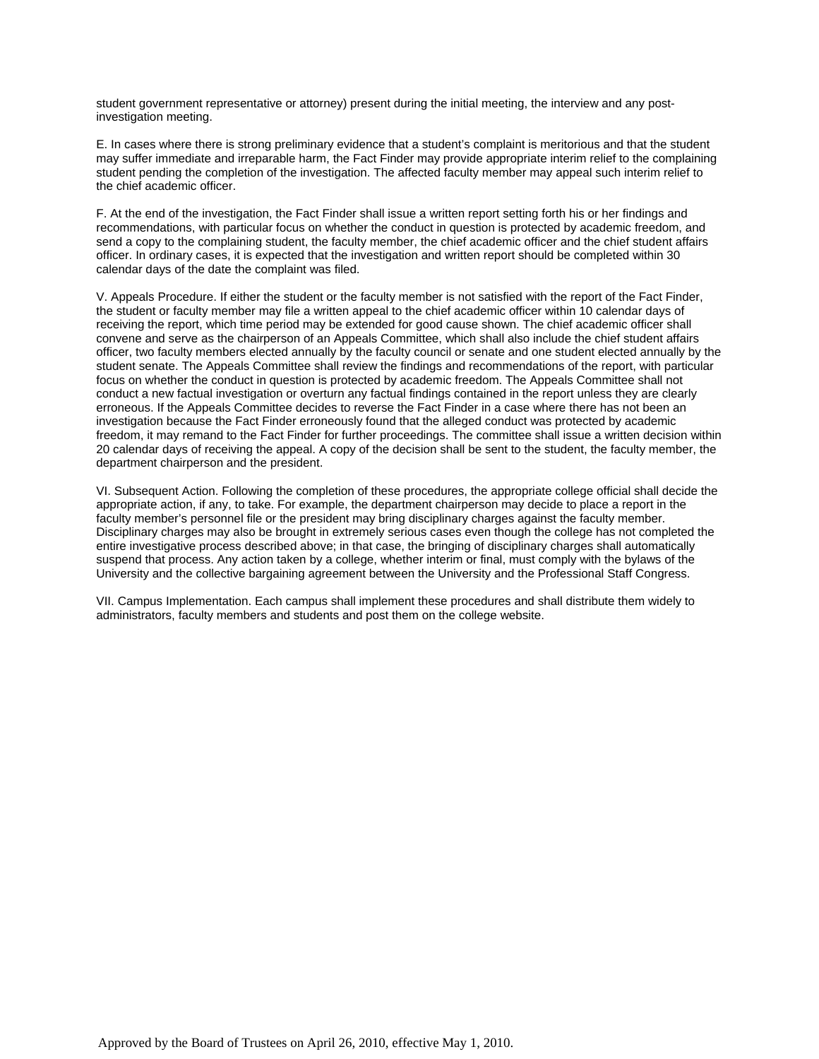student government representative or attorney) present during the initial meeting, the interview and any post-investigation meeting.

E. In cases where there is strong preliminary evidence that a student's complaint is meritorious and that the student may suffer immediate and irreparable harm, the Fact Finder may provide appropriate interim relief to the complaining student pending the completion of the investigation. The affected faculty member may appeal such interim relief to the chief academic officer.

F. At the end of the investigation, the Fact Finder shall issue a written report setting forth his or her findings and recommendations, with particular focus on whether the conduct in question is protected by academic freedom, and send a copy to the complaining student, the faculty member, the chief academic officer and the chief student affairs officer. In ordinary cases, it is expected that the investigation and written report should be completed within 30 calendar days of the date the complaint was filed.

V. Appeals Procedure. If either the student or the faculty member is not satisfied with the report of the Fact Finder, the student or faculty member may file a written appeal to the chief academic officer within 10 calendar days of receiving the report, which time period may be extended for good cause shown. The chief academic officer shall convene and serve as the chairperson of an Appeals Committee, which shall also include the chief student affairs officer, two faculty members elected annually by the faculty council or senate and one student elected annually by the student senate. The Appeals Committee shall review the findings and recommendations of the report, with particular focus on whether the conduct in question is protected by academic freedom. The Appeals Committee shall not conduct a new factual investigation or overturn any factual findings contained in the report unless they are clearly erroneous. If the Appeals Committee decides to reverse the Fact Finder in a case where there has not been an investigation because the Fact Finder erroneously found that the alleged conduct was protected by academic freedom, it may remand to the Fact Finder for further proceedings. The committee shall issue a written decision within 20 calendar days of receiving the appeal. A copy of the decision shall be sent to the student, the faculty member, the department chairperson and the president.

VI. Subsequent Action. Following the completion of these procedures, the appropriate college official shall decide the appropriate action, if any, to take. For example, the department chairperson may decide to place a report in the faculty member's personnel file or the president may bring disciplinary charges against the faculty member. Disciplinary charges may also be brought in extremely serious cases even though the college has not completed the entire investigative process described above; in that case, the bringing of disciplinary charges shall automatically suspend that process. Any action taken by a college, whether interim or final, must comply with the bylaws of the University and the collective bargaining agreement between the University and the Professional Staff Congress.

VII. Campus Implementation. Each campus shall implement these procedures and shall distribute them widely to administrators, faculty members and students and post them on the college website.

Approved by the Board of Trustees on April 26, 2010, effective May 1, 2010.